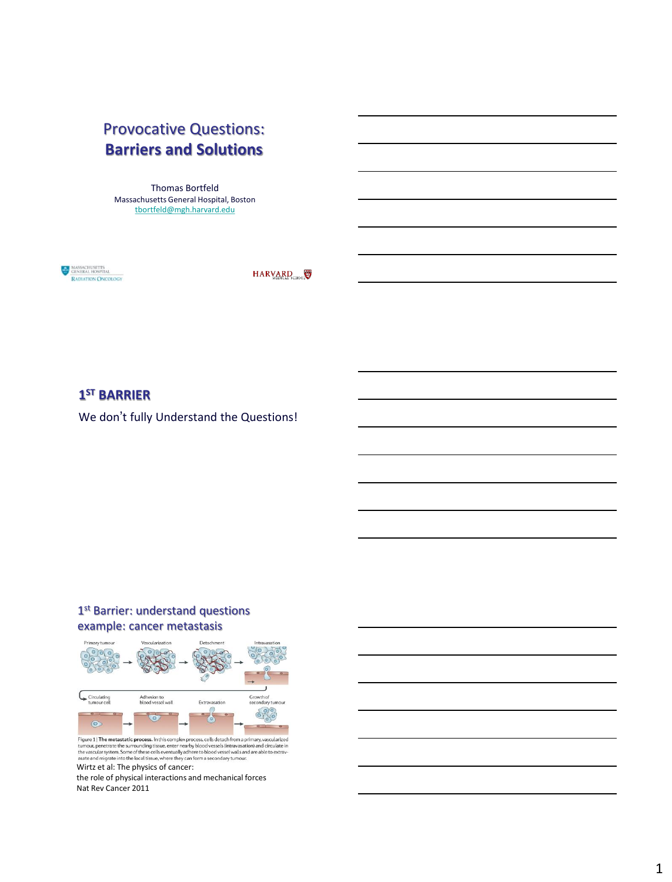# Provocative Questions: Barriers and Solutions

Thomas Bortfeld
Massachusetts General Hospital, Boston
tbortfeld@mgh.harvard.edu

MASSACHUSETTS GENERAL HOSPITAL RADIATION ONCOLOGY

HARVARD MEDICAL SCHOOL

## 1ST BARRIER

We don't fully Understand the Questions!

## 1st Barrier: understand questions example: cancer metastasis

Primary tumour → Vascularization → Detachment → Intravasation → Circulating tumour cell → Adhesion to blood vessel wall → Extravasation → Growth of secondary tumour

Figure 1 | The metastatic process. In this complex process, cells detach from a primary, vascularized tumour, penetrate the surrounding tissue, enter nearby blood vessels (intravasation) and circulate in the vascular system. Some of these cells eventually adhere to blood vessel walls and are able to extravasate and migrate into the local tissue, where they can form a secondary tumour.

Wirtz et al: The physics of cancer:
the role of physical interactions and mechanical forces
Nat Rev Cancer 2011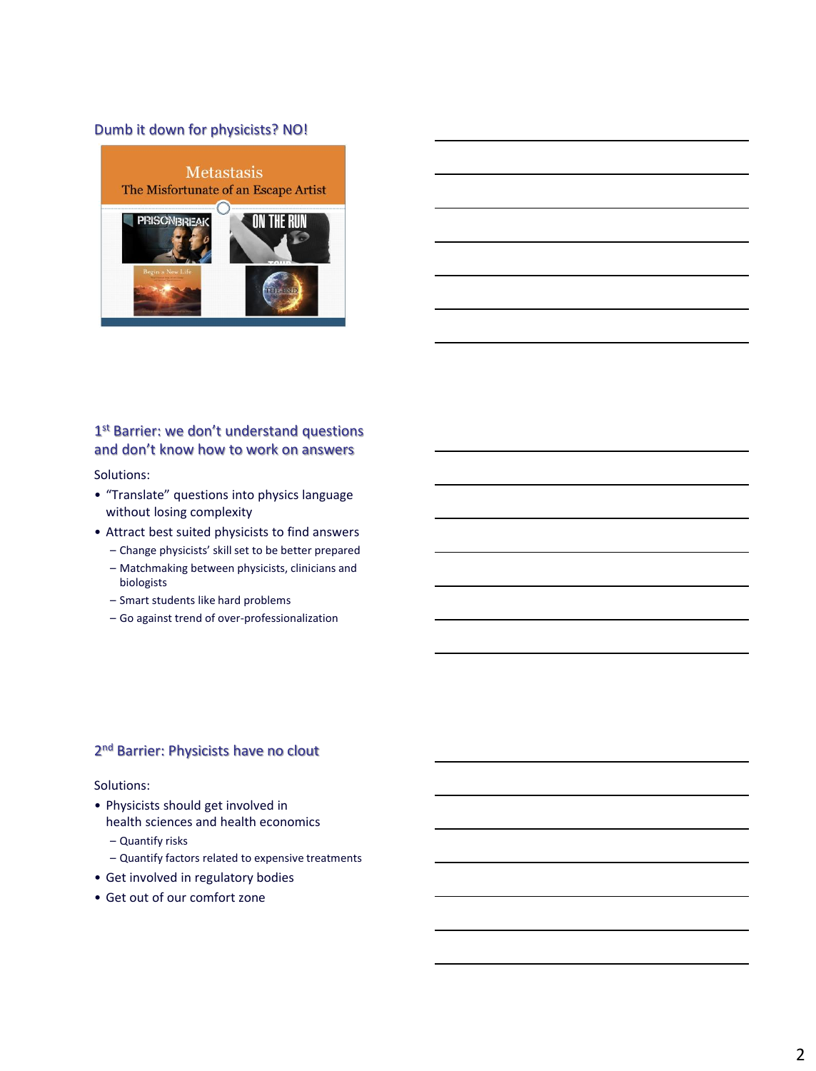## Dumb it down for physicists? NO!

Metastasis
The Misfortunate of an Escape Artist

PRISONBREAK

ON THE RUN

Begin a New Life

THE END

## 1st Barrier: we don't understand questions and don't know how to work on answers

Solutions:

- "Translate" questions into physics language without losing complexity
- Attract best suited physicists to find answers
  - Change physicists' skill set to be better prepared
  - Matchmaking between physicists, clinicians and biologists
  - Smart students like hard problems
  - Go against trend of over-professionalization

## 2nd Barrier: Physicists have no clout

Solutions:

- Physicists should get involved in health sciences and health economics
  - Quantify risks
  - Quantify factors related to expensive treatments
- Get involved in regulatory bodies
- Get out of our comfort zone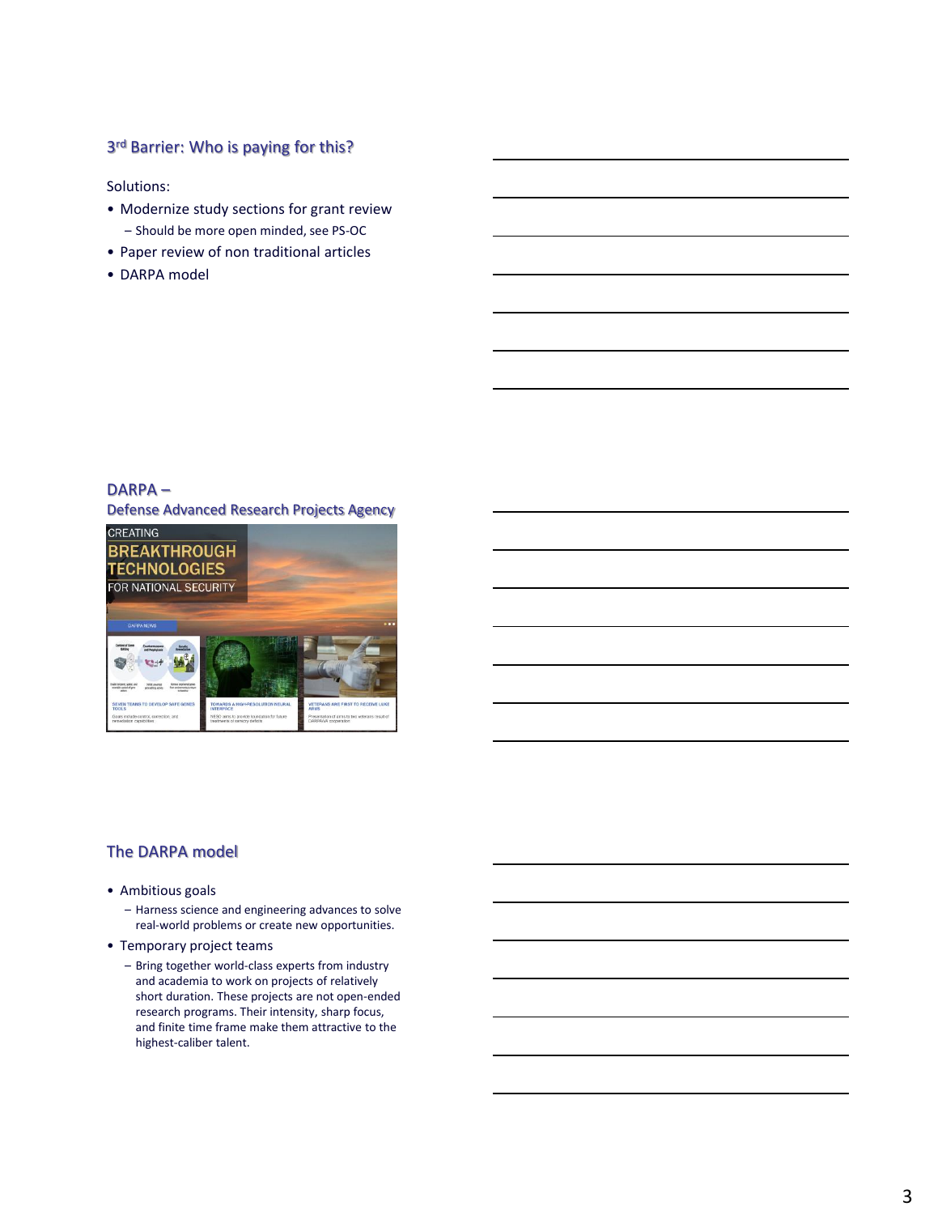## 3rd Barrier: Who is paying for this?

Solutions:

- Modernize study sections for grant review
  - Should be more open minded, see PS-OC
- Paper review of non traditional articles
- DARPA model

## DARPA – Defense Advanced Research Projects Agency

CREATING
BREAKTHROUGH TECHNOLOGIES
FOR NATIONAL SECURITY

## The DARPA model

- Ambitious goals
  - Harness science and engineering advances to solve real-world problems or create new opportunities.
- Temporary project teams
  - Bring together world-class experts from industry and academia to work on projects of relatively short duration. These projects are not open-ended research programs. Their intensity, sharp focus, and finite time frame make them attractive to the highest-caliber talent.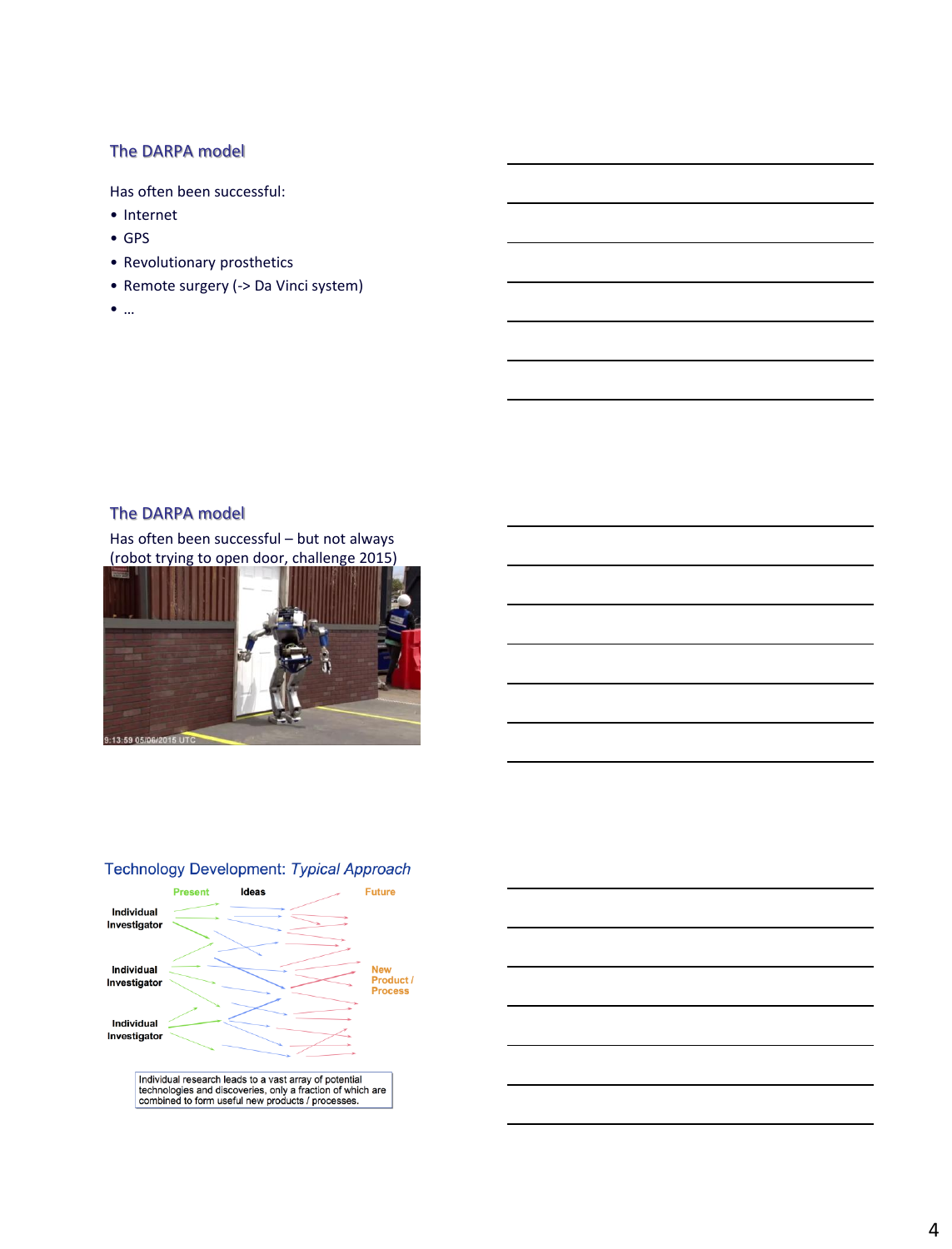## The DARPA model

Has often been successful:

- Internet
- GPS
- Revolutionary prosthetics
- Remote surgery (-> Da Vinci system)
- …

## The DARPA model

Has often been successful – but not always
(robot trying to open door, challenge 2015)

## Technology Development: *Typical Approach*

Present | Ideas | Future

Individual Investigator

Individual Investigator

Individual Investigator

New Product / Process

Individual research leads to a vast array of potential technologies and discoveries, only a fraction of which are combined to form useful new products / processes.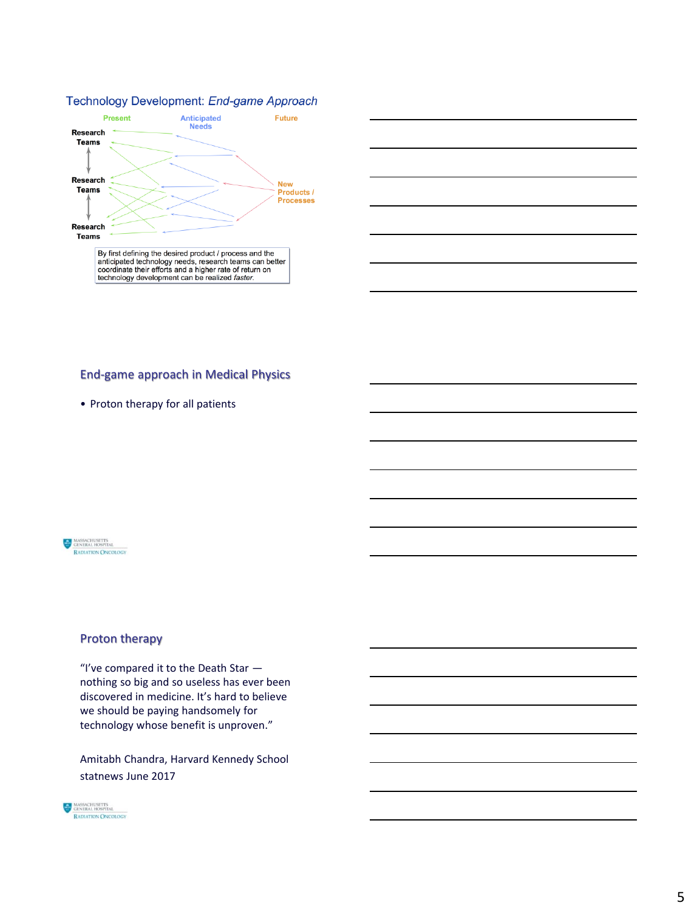## Technology Development: *End-game Approach*

Present — Anticipated Needs — Future

Research Teams

Research Teams

Research Teams

New Products / Processes

By first defining the desired product / process and the anticipated technology needs, research teams can better coordinate their efforts and a higher rate of return on technology development can be realized *faster*.

## End-game approach in Medical Physics

- Proton therapy for all patients

## Proton therapy

"I've compared it to the Death Star — nothing so big and so useless has ever been discovered in medicine. It's hard to believe we should be paying handsomely for technology whose benefit is unproven."

Amitabh Chandra, Harvard Kennedy School

statnews June 2017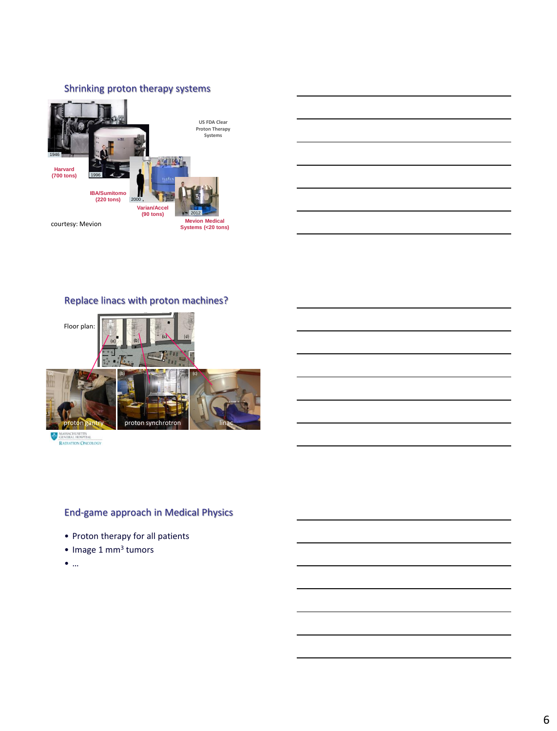## Shrinking proton therapy systems

US FDA Clear Proton Therapy Systems

1946

Harvard (700 tons)

1996

IBA/Sumitomo (220 tons)

2000

Varian/Accel (90 tons)

2012

Mevion Medical Systems (<20 tons)

courtesy: Mevion

## Replace linacs with proton machines?

Floor plan:

(a) proton gantry

(b) proton synchrotron

(c) linac

(d)

Massachusetts General Hospital Radiation Oncology

## End-game approach in Medical Physics

- Proton therapy for all patients
- Image 1 $mm^3$ tumors
- …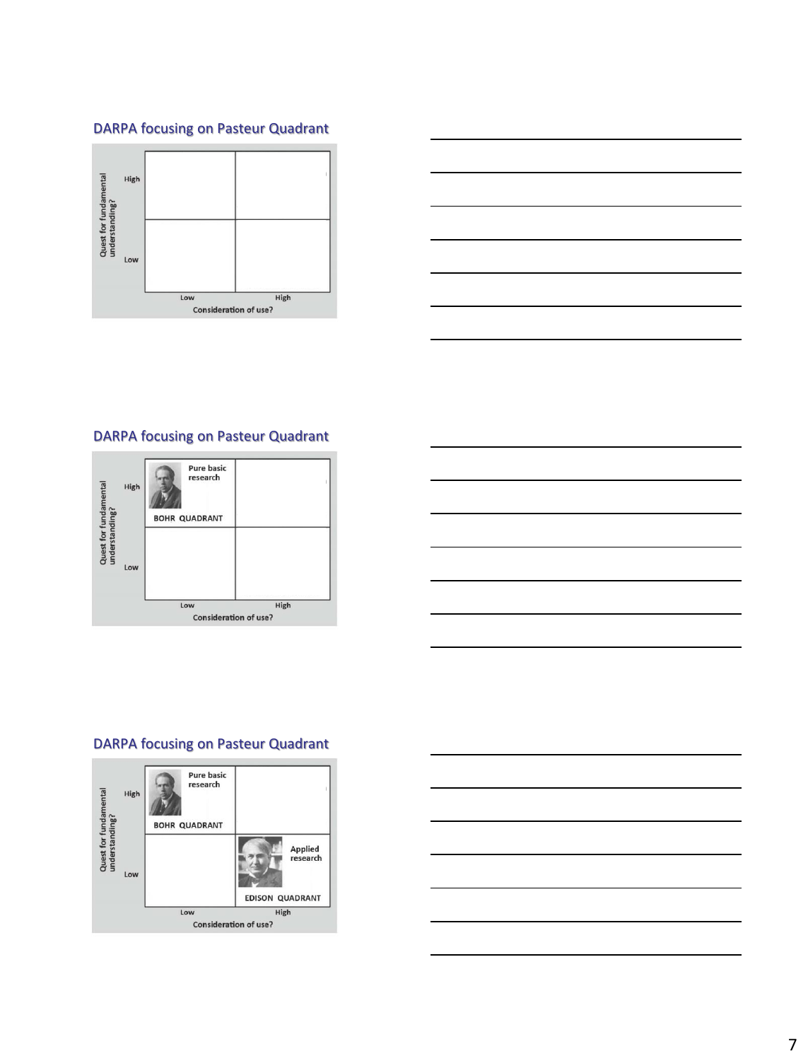## DARPA focusing on Pasteur Quadrant

| Quest for fundamental understanding? | Low (Consideration of use?) | High (Consideration of use?) |
| --- | --- | --- |
| High | | |
| Low | | |

## DARPA focusing on Pasteur Quadrant

| Quest for fundamental understanding? | Low (Consideration of use?) | High (Consideration of use?) |
| --- | --- | --- |
| High | Pure basic research<br>BOHR QUADRANT | |
| Low | | |

## DARPA focusing on Pasteur Quadrant

| Quest for fundamental understanding? | Low (Consideration of use?) | High (Consideration of use?) |
| --- | --- | --- |
| High | Pure basic research<br>BOHR QUADRANT | |
| Low | | Applied research<br>EDISON QUADRANT |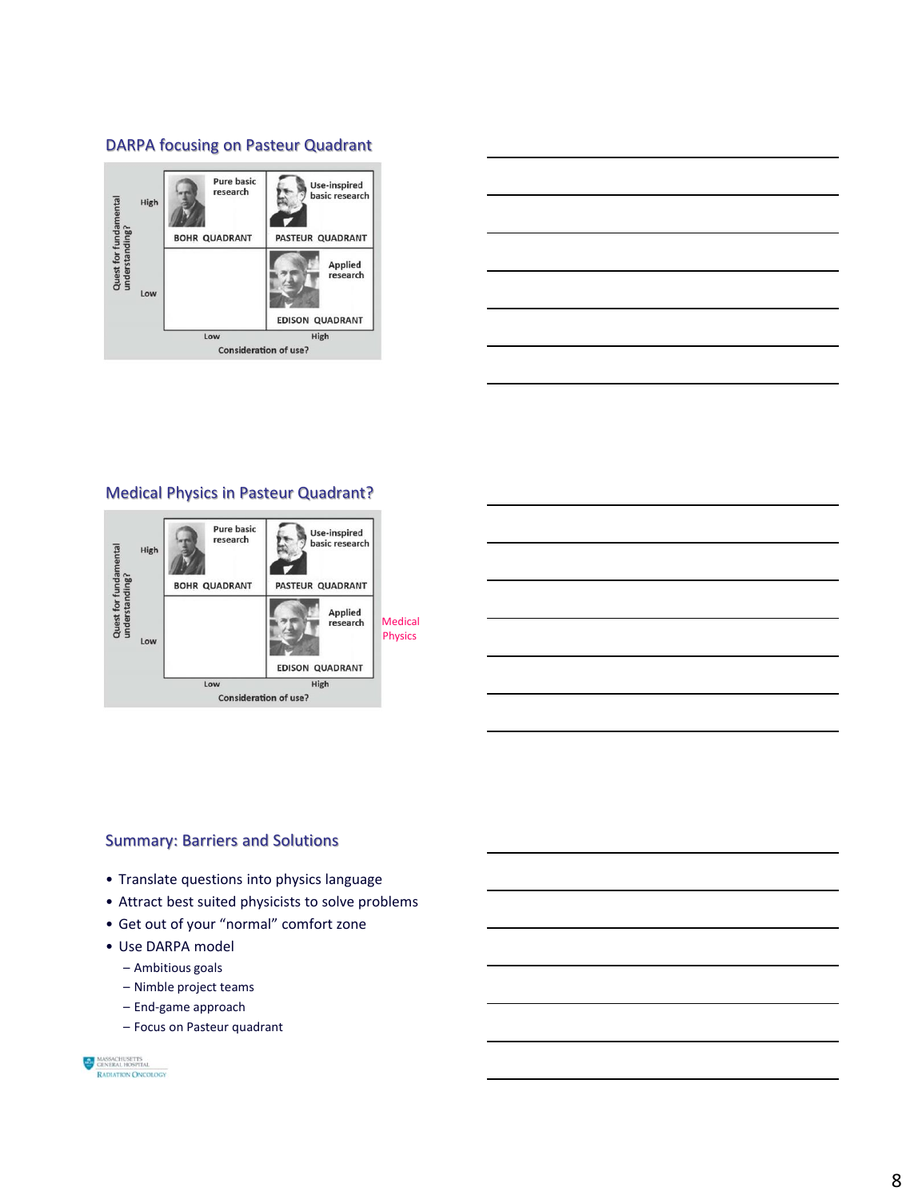## DARPA focusing on Pasteur Quadrant

Quest for fundamental understanding?

High

Low

Pure basic research

BOHR QUADRANT

Use-inspired basic research

PASTEUR QUADRANT

Applied research

EDISON QUADRANT

Low

High

Consideration of use?

## Medical Physics in Pasteur Quadrant?

Quest for fundamental understanding?

High

Low

Pure basic research

BOHR QUADRANT

Use-inspired basic research

PASTEUR QUADRANT

Applied research

EDISON QUADRANT

Medical Physics

Low

High

Consideration of use?

## Summary: Barriers and Solutions

- Translate questions into physics language
- Attract best suited physicists to solve problems
- Get out of your "normal" comfort zone
- Use DARPA model
  - Ambitious goals
  - Nimble project teams
  - End-game approach
  - Focus on Pasteur quadrant

MASSACHUSETTS GENERAL HOSPITAL
RADIATION ONCOLOGY